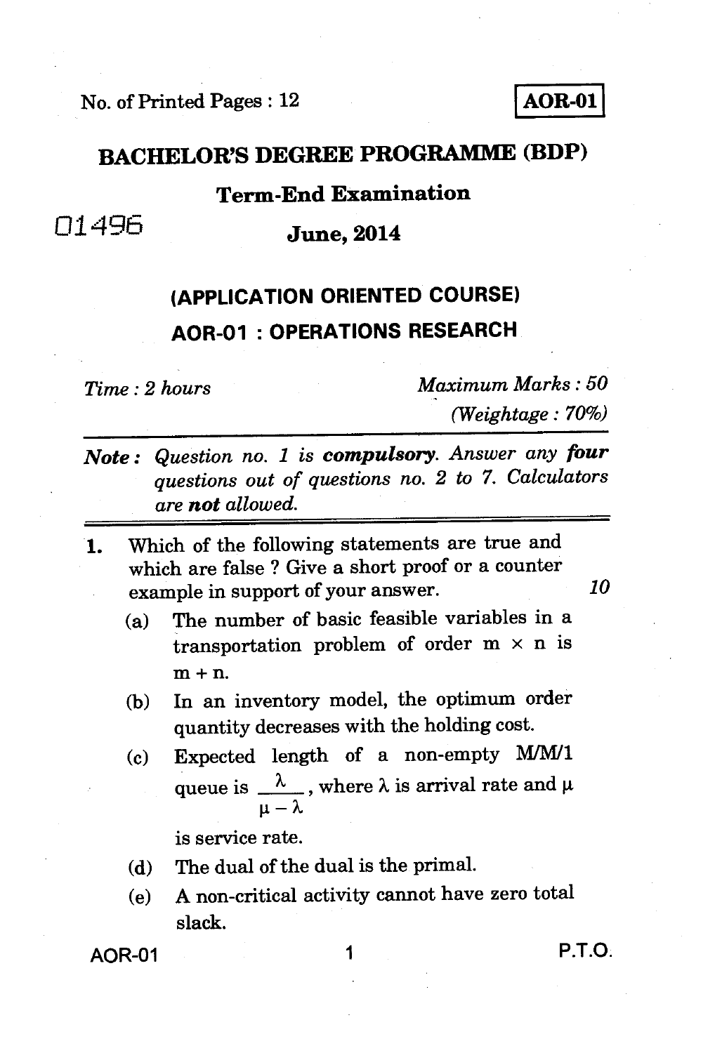No. of Printed Pages : 12

**AOR-01**

# BACHELOR'S DEGREE PROGRAMME (BDP)

## Term-End Examination

01496

## June, 2014

## (APPLICATION ORIENTED COURSE)

## AOR-01 : OPERATIONS RESEARCH

*Time : 2 hours* | *Maximum Marks : 50*
*(Weightage : 70%)*

---

***Note :*** *Question no. 1 is **compulsory**. Answer any **four** questions out of questions no. 2 to 7. Calculators are **not** allowed.*

---

1. Which of the following statements are true and which are false ? Give a short proof or a counter example in support of your answer. *10*

   (a) The number of basic feasible variables in a transportation problem of order $m \times n$ is $m + n$.

   (b) In an inventory model, the optimum order quantity decreases with the holding cost.

   (c) Expected length of a non-empty M/M/1 queue is $\frac{\lambda}{\mu - \lambda}$, where $\lambda$ is arrival rate and $\mu$ is service rate.

   (d) The dual of the dual is the primal.

   (e) A non-critical activity cannot have zero total slack.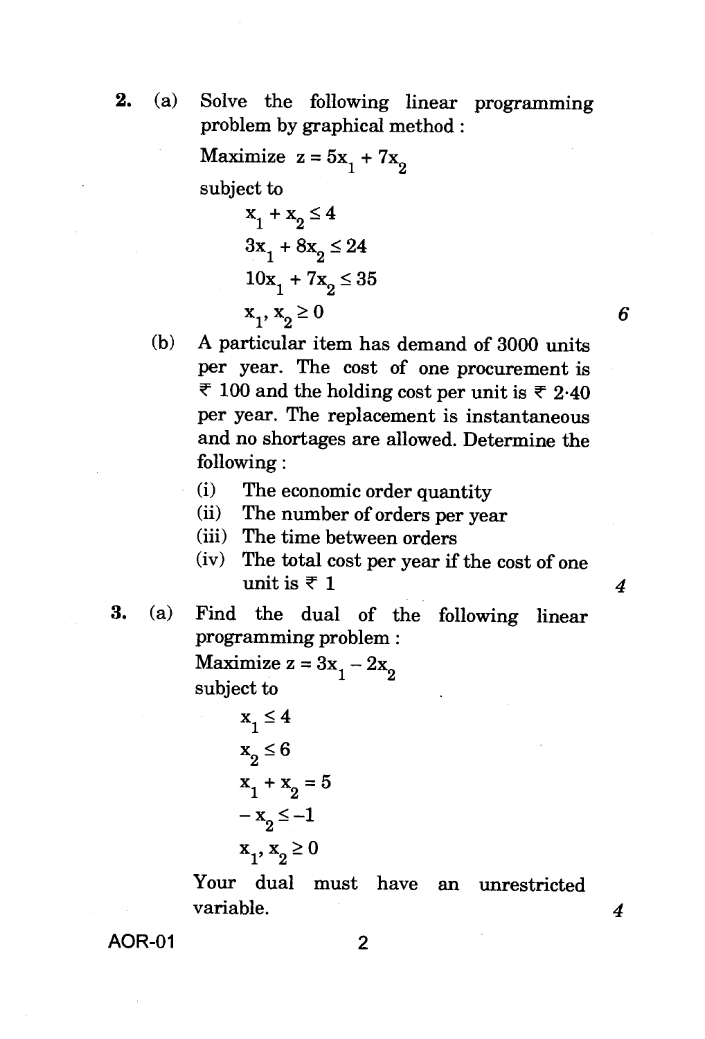2. (a) Solve the following linear programming problem by graphical method :

Maximize $z = 5x_1 + 7x_2$

subject to

$$x_1 + x_2 \leq 4$$
$$3x_1 + 8x_2 \leq 24$$
$$10x_1 + 7x_2 \leq 35$$
$$x_1, x_2 \geq 0$$

6

(b) A particular item has demand of 3000 units per year. The cost of one procurement is ₹ 100 and the holding cost per unit is ₹ 2·40 per year. The replacement is instantaneous and no shortages are allowed. Determine the following :

- (i) The economic order quantity
- (ii) The number of orders per year
- (iii) The time between orders
- (iv) The total cost per year if the cost of one unit is ₹ 1

4

3. (a) Find the dual of the following linear programming problem :

Maximize $z = 3x_1 - 2x_2$

subject to

$$x_1 \leq 4$$
$$x_2 \leq 6$$
$$x_1 + x_2 = 5$$
$$-x_2 \leq -1$$
$$x_1, x_2 \geq 0$$

Your dual must have an unrestricted variable.

4

AOR-01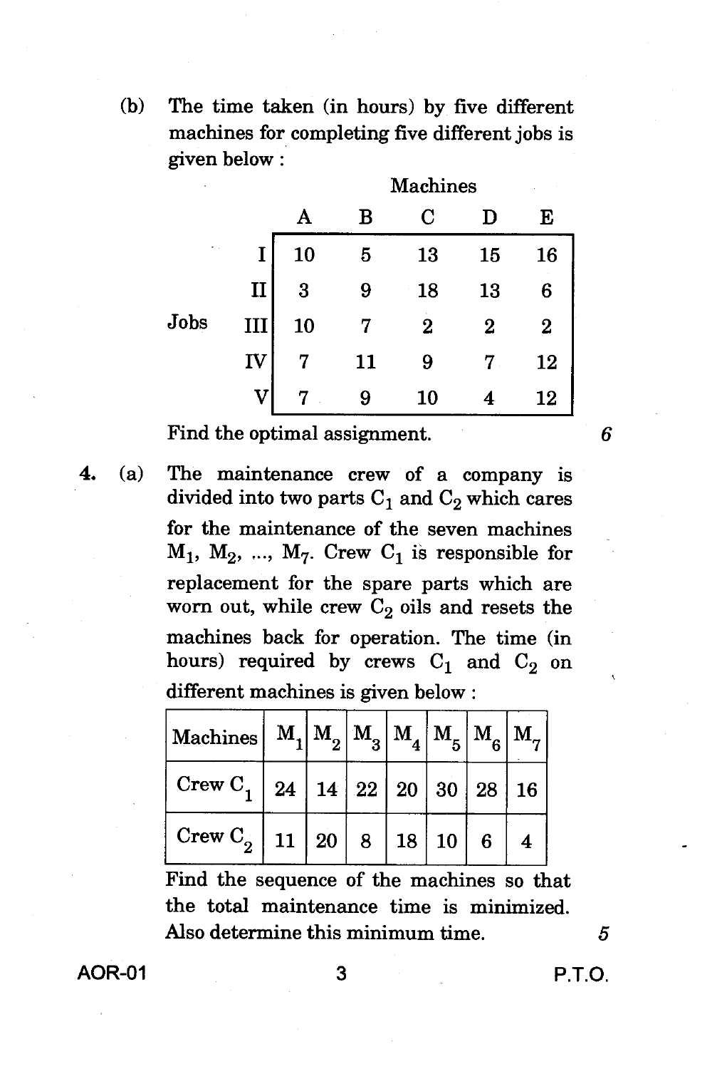(b) The time taken (in hours) by five different machines for completing five different jobs is given below :

| Jobs | A | B | C | D | E |
|---|---|---|---|---|---|
| I | 10 | 5 | 13 | 15 | 16 |
| II | 3 | 9 | 18 | 13 | 6 |
| III | 10 | 7 | 2 | 2 | 2 |
| IV | 7 | 11 | 9 | 7 | 12 |
| V | 7 | 9 | 10 | 4 | 12 |

(Columns A–E: Machines)

Find the optimal assignment. 6

4. (a) The maintenance crew of a company is divided into two parts $C_1$ and $C_2$ which cares for the maintenance of the seven machines $M_1$, $M_2$, ..., $M_7$. Crew $C_1$ is responsible for replacement for the spare parts which are worn out, while crew $C_2$ oils and resets the machines back for operation. The time (in hours) required by crews $C_1$ and $C_2$ on different machines is given below :

| Machines | $M_1$ | $M_2$ | $M_3$ | $M_4$ | $M_5$ | $M_6$ | $M_7$ |
|---|---|---|---|---|---|---|---|
| Crew $C_1$ | 24 | 14 | 22 | 20 | 30 | 28 | 16 |
| Crew $C_2$ | 11 | 20 | 8 | 18 | 10 | 6 | 4 |

Find the sequence of the machines so that the total maintenance time is minimized. Also determine this minimum time. 5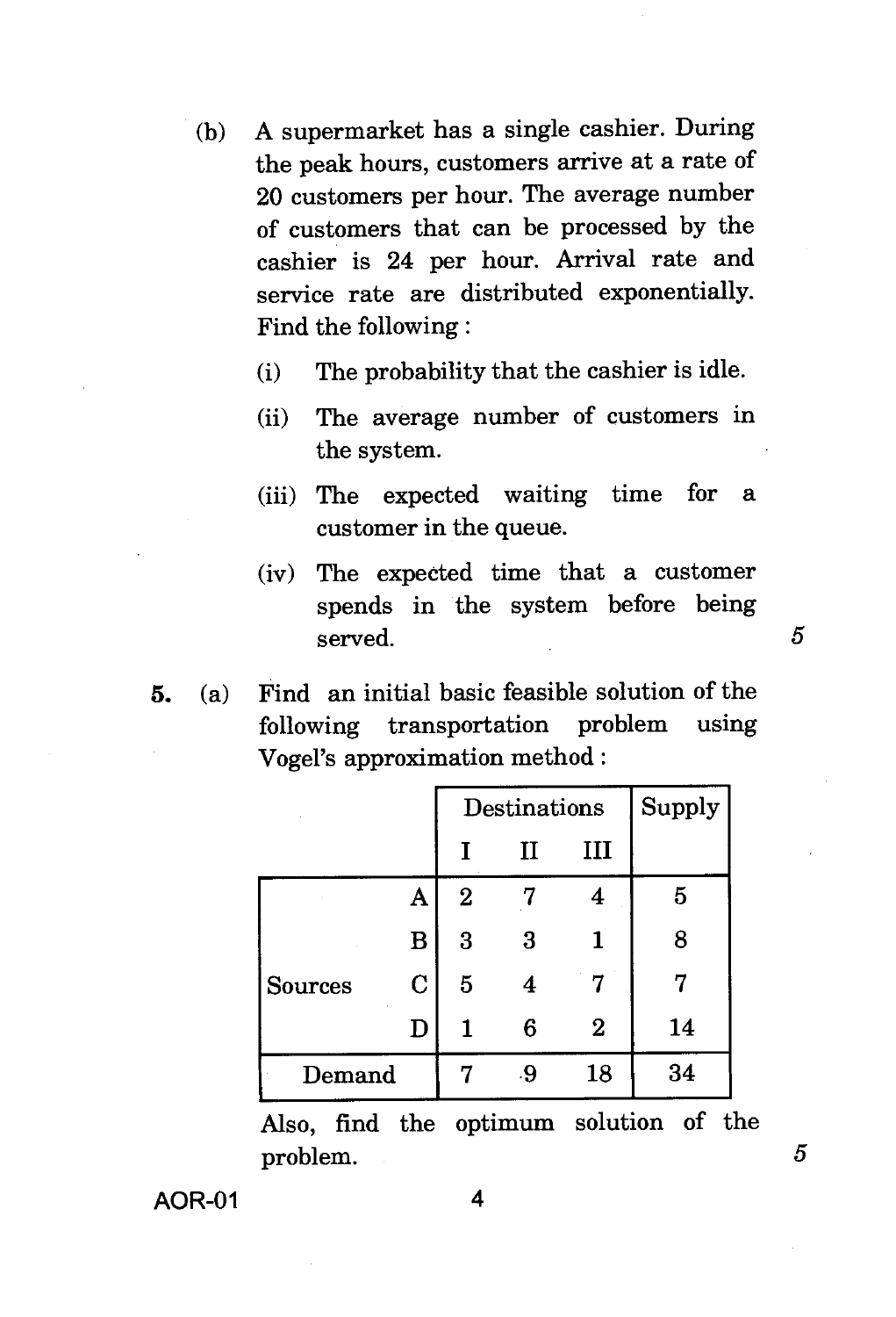(b) A supermarket has a single cashier. During the peak hours, customers arrive at a rate of 20 customers per hour. The average number of customers that can be processed by the cashier is 24 per hour. Arrival rate and service rate are distributed exponentially. Find the following :

(i) The probability that the cashier is idle.

(ii) The average number of customers in the system.

(iii) The expected waiting time for a customer in the queue.

(iv) The expected time that a customer spends in the system before being served. 5

**5.** (a) Find an initial basic feasible solution of the following transportation problem using Vogel's approximation method :

| | | Destinations | | | Supply |
|---|---|---|---|---|---|
| | | I | II | III | |
| Sources | A | 2 | 7 | 4 | 5 |
| | B | 3 | 3 | 1 | 8 |
| | C | 5 | 4 | 7 | 7 |
| | D | 1 | 6 | 2 | 14 |
| Demand | | 7 | 9 | 18 | 34 |

Also, find the optimum solution of the problem. 5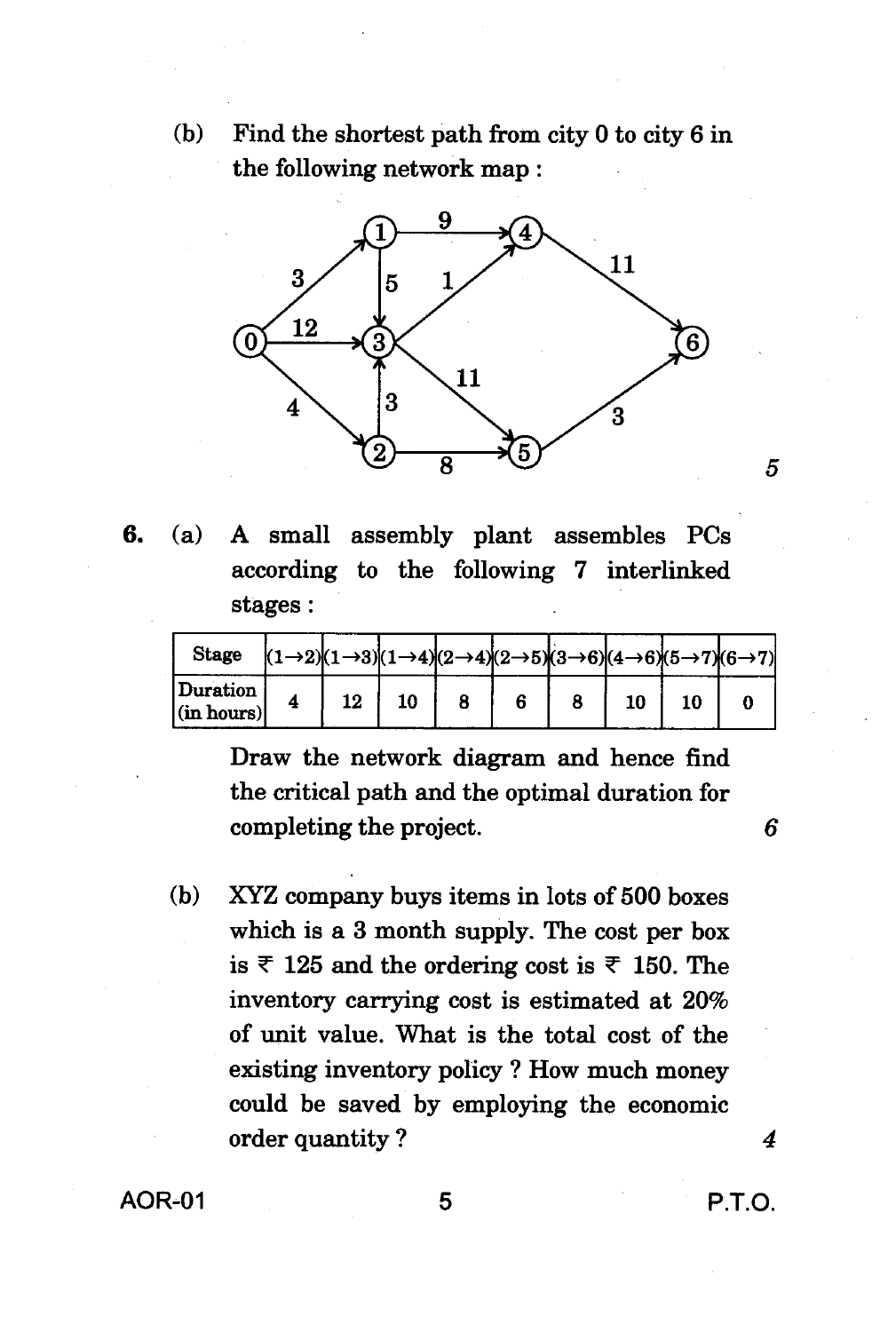(b) Find the shortest path from city 0 to city 6 in the following network map : 5

6. (a) A small assembly plant assembles PCs according to the following 7 interlinked stages :

| Stage | (1→2) | (1→3) | (1→4) | (2→4) | (2→5) | (3→6) | (4→6) | (5→7) | (6→7) |
|---|---|---|---|---|---|---|---|---|---|
| Duration (in hours) | 4 | 12 | 10 | 8 | 6 | 8 | 10 | 10 | 0 |

Draw the network diagram and hence find the critical path and the optimal duration for completing the project. 6

(b) XYZ company buys items in lots of 500 boxes which is a 3 month supply. The cost per box is ₹ 125 and the ordering cost is ₹ 150. The inventory carrying cost is estimated at 20% of unit value. What is the total cost of the existing inventory policy ? How much money could be saved by employing the economic order quantity ? 4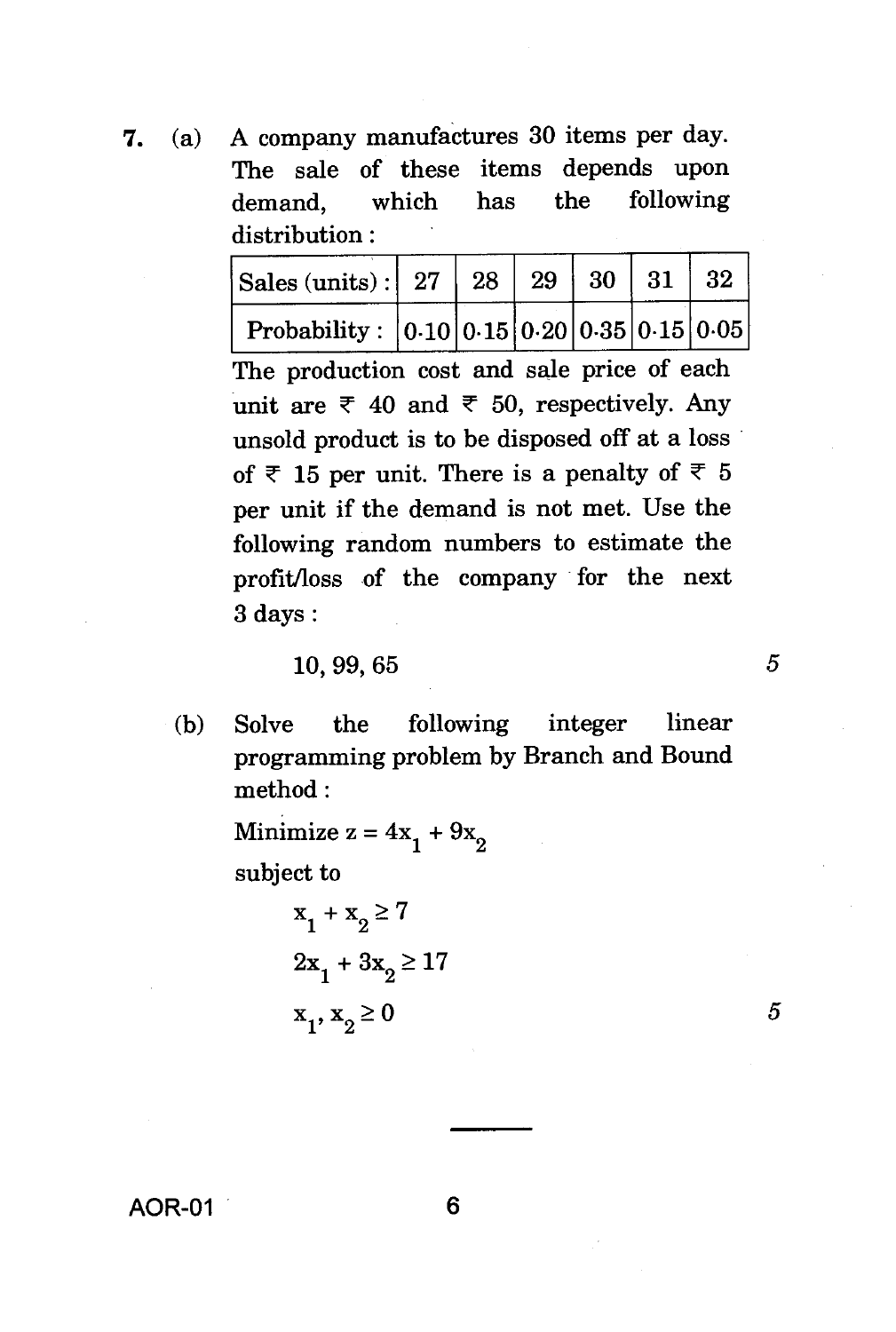7. (a) A company manufactures 30 items per day. The sale of these items depends upon demand, which has the following distribution :

| Sales (units) : | 27 | 28 | 29 | 30 | 31 | 32 |
|---|---|---|---|---|---|---|
| Probability : | 0·10 | 0·15 | 0·20 | 0·35 | 0·15 | 0·05 |

The production cost and sale price of each unit are ₹ 40 and ₹ 50, respectively. Any unsold product is to be disposed off at a loss of ₹ 15 per unit. There is a penalty of ₹ 5 per unit if the demand is not met. Use the following random numbers to estimate the profit/loss of the company for the next 3 days :

10, 99, 65 &nbsp;&nbsp;&nbsp;&nbsp;&nbsp;&nbsp;&nbsp; 5

(b) Solve the following integer linear programming problem by Branch and Bound method :

Minimize $z = 4x_1 + 9x_2$

subject to

$x_1 + x_2 \geq 7$

$2x_1 + 3x_2 \geq 17$

$x_1, x_2 \geq 0$ &nbsp;&nbsp;&nbsp;&nbsp;&nbsp;&nbsp;&nbsp; 5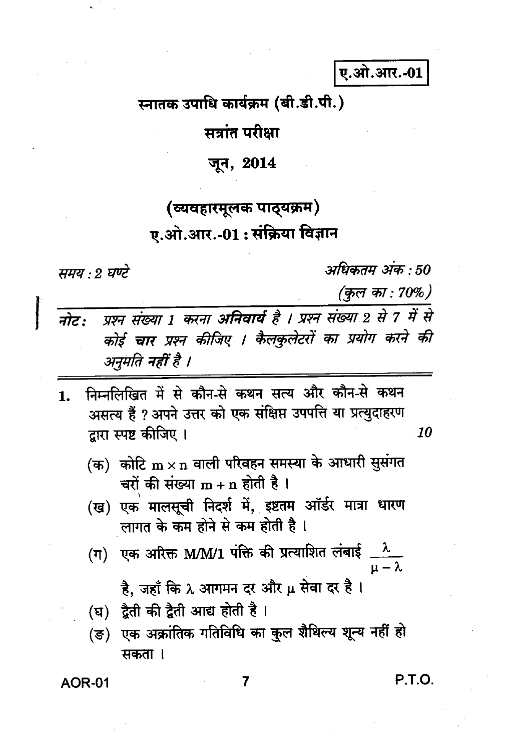**ए.ओ.आर.-01**

# स्नातक उपाधि कार्यक्रम (बी.डी.पी.)

## सत्रांत परीक्षा

## जून, 2014

## (व्यवहारमूलक पाठ्यक्रम)

## ए.ओ.आर.-01 : संक्रिया विज्ञान

*समय : 2 घण्टे*　　　　　　　　　　　　　　*अधिकतम अंक : 50*

*(कुल का : 70%)*

---

*नोट : प्रश्न संख्या 1 करना **अनिवार्य** है । प्रश्न संख्या 2 से 7 में से कोई **चार** प्रश्न कीजिए । कैलकुलेटरों का प्रयोग करने की अनुमति **नहीं** है ।*

---

1. निम्नलिखित में से कौन-से कथन सत्य और कौन-से कथन असत्य हैं ? अपने उत्तर को एक संक्षिप्त उपपत्ति या प्रत्युदाहरण द्वारा स्पष्ट कीजिए ।　　*10*

   (क) कोटि $m \times n$ वाली परिवहन समस्या के आधारी सुसंगत चरों की संख्या $m + n$ होती है ।

   (ख) एक मालसूची निदर्श में, इष्टतम ऑर्डर मात्रा धारण लागत के कम होने से कम होती है ।

   (ग) एक अरिक्त M/M/1 पंक्ति की प्रत्याशित लंबाई $\dfrac{\lambda}{\mu - \lambda}$ है, जहाँ कि $\lambda$ आगमन दर और $\mu$ सेवा दर है ।

   (घ) द्वैती की द्वैती आद्य होती है ।

   (ङ) एक अक्रांतिक गतिविधि का कुल शैथिल्य शून्य नहीं हो सकता ।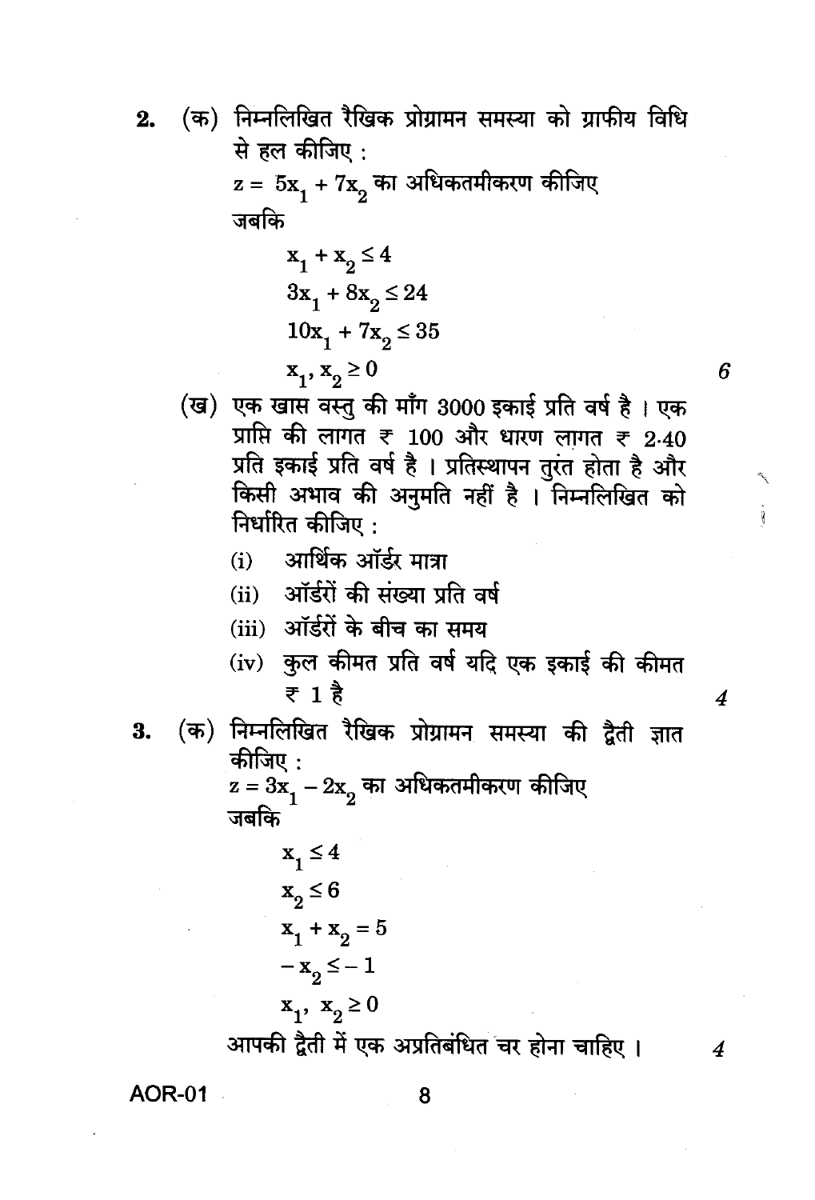2. (क) निम्नलिखित रैखिक प्रोग्रामन समस्या को ग्राफीय विधि से हल कीजिए :

$z = 5x_1 + 7x_2$ का अधिकतमीकरण कीजिए

जबकि

$$x_1 + x_2 \leq 4$$
$$3x_1 + 8x_2 \leq 24$$
$$10x_1 + 7x_2 \leq 35$$
$$x_1, x_2 \geq 0$$

6

(ख) एक खास वस्तु की माँग 3000 इकाई प्रति वर्ष है । एक प्राप्ति की लागत ₹ 100 और धारण लागत ₹ 2·40 प्रति इकाई प्रति वर्ष है । प्रतिस्थापन तुरंत होता है और किसी अभाव की अनुमति नहीं है । निम्नलिखित को निर्धारित कीजिए :

(i) आर्थिक ऑर्डर मात्रा

(ii) ऑर्डरों की संख्या प्रति वर्ष

(iii) ऑर्डरों के बीच का समय

(iv) कुल कीमत प्रति वर्ष यदि एक इकाई की कीमत ₹ 1 है

4

3. (क) निम्नलिखित रैखिक प्रोग्रामन समस्या की द्वैती ज्ञात कीजिए :

$z = 3x_1 - 2x_2$ का अधिकतमीकरण कीजिए

जबकि

$$x_1 \leq 4$$
$$x_2 \leq 6$$
$$x_1 + x_2 = 5$$
$$-x_2 \leq -1$$
$$x_1, x_2 \geq 0$$

आपकी द्वैती में एक अप्रतिबंधित चर होना चाहिए ।

4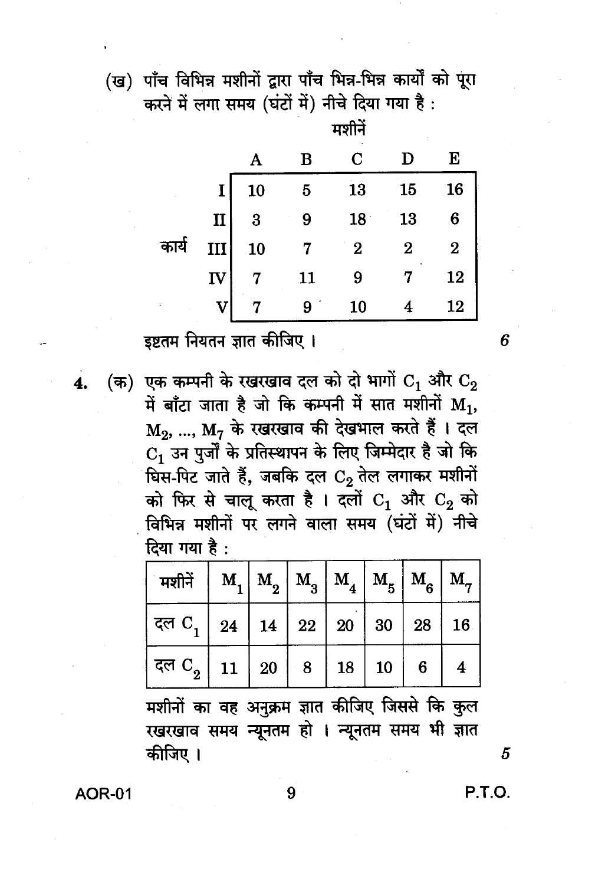(ख) पाँच विभिन्न मशीनों द्वारा पाँच भिन्न-भिन्न कार्यों को पूरा करने में लगा समय (घंटों में) नीचे दिया गया है :

| | | मशीनें | | | | |
|---|---|---|---|---|---|---|
| | | A | B | C | D | E |
| कार्य | I | 10 | 5 | 13 | 15 | 16 |
| | II | 3 | 9 | 18 | 13 | 6 |
| | III | 10 | 7 | 2 | 2 | 2 |
| | IV | 7 | 11 | 9 | 7 | 12 |
| | V | 7 | 9 | 10 | 4 | 12 |

इष्टतम नियतन ज्ञात कीजिए । 6

4. (क) एक कम्पनी के रखरखाव दल को दो भागों $C_1$ और $C_2$ में बाँटा जाता है जो कि कम्पनी में सात मशीनों $M_1$, $M_2$, ..., $M_7$ के रखरखाव की देखभाल करते हैं । दल $C_1$ उन पुर्जों के प्रतिस्थापन के लिए जिम्मेदार है जो कि घिस-पिट जाते हैं, जबकि दल $C_2$ तेल लगाकर मशीनों को फिर से चालू करता है । दलों $C_1$ और $C_2$ को विभिन्न मशीनों पर लगने वाला समय (घंटों में) नीचे दिया गया है :

| मशीनें | $M_1$ | $M_2$ | $M_3$ | $M_4$ | $M_5$ | $M_6$ | $M_7$ |
|---|---|---|---|---|---|---|---|
| दल $C_1$ | 24 | 14 | 22 | 20 | 30 | 28 | 16 |
| दल $C_2$ | 11 | 20 | 8 | 18 | 10 | 6 | 4 |

मशीनों का वह अनुक्रम ज्ञात कीजिए जिससे कि कुल रखरखाव समय न्यूनतम हो । न्यूनतम समय भी ज्ञात कीजिए । 5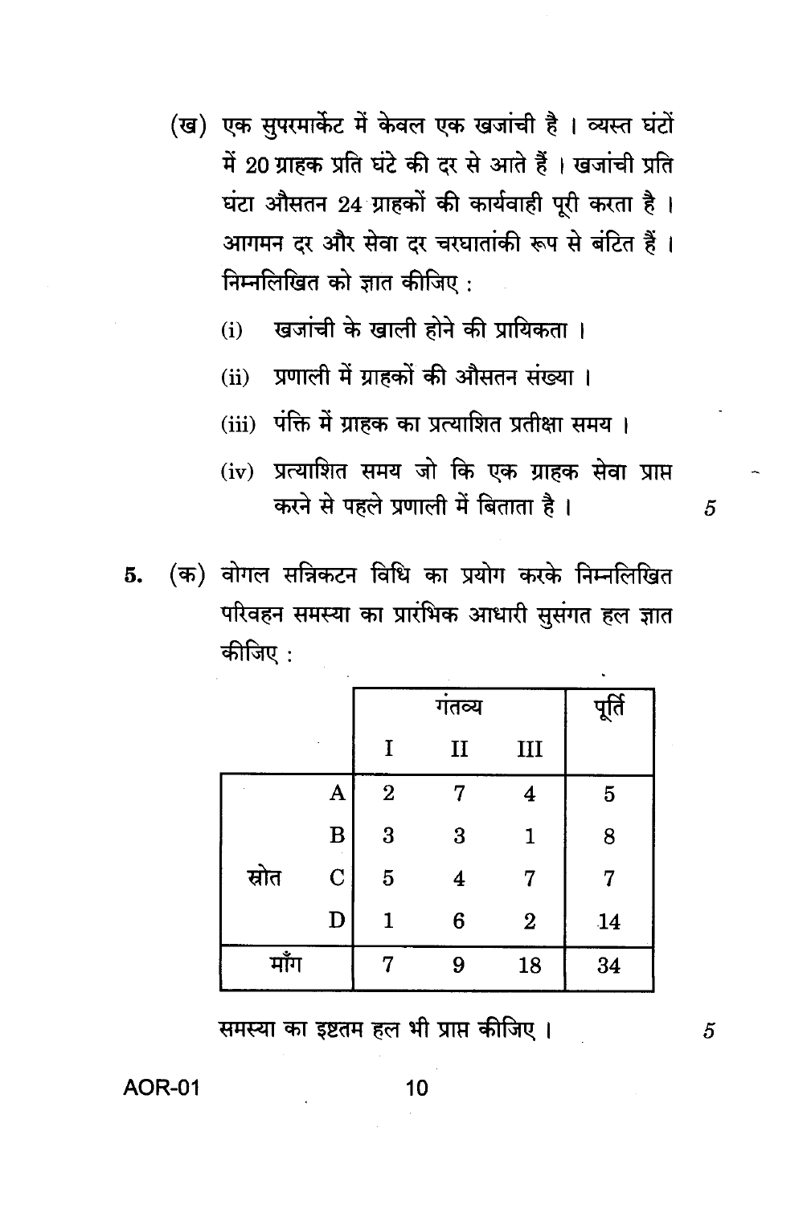(ख) एक सुपरमार्केट में केवल एक खजांची है । व्यस्त घंटों में 20 ग्राहक प्रति घंटे की दर से आते हैं । खजांची प्रति घंटा औसतन 24 ग्राहकों की कार्यवाही पूरी करता है । आगमन दर और सेवा दर चरघातांकी रूप से बंटित हैं । निम्नलिखित को ज्ञात कीजिए :

(i) खजांची के खाली होने की प्रायिकता ।

(ii) प्रणाली में ग्राहकों की औसतन संख्या ।

(iii) पंक्ति में ग्राहक का प्रत्याशित प्रतीक्षा समय ।

(iv) प्रत्याशित समय जो कि एक ग्राहक सेवा प्राप्त करने से पहले प्रणाली में बिताता है । 5

5. (क) वोगल सन्निकटन विधि का प्रयोग करके निम्नलिखित परिवहन समस्या का प्रारंभिक आधारी सुसंगत हल ज्ञात कीजिए :

| | | गंतव्य | | | पूर्ति |
|---|---|---|---|---|---|
| | | I | II | III | |
| स्रोत | A | 2 | 7 | 4 | 5 |
| | B | 3 | 3 | 1 | 8 |
| | C | 5 | 4 | 7 | 7 |
| | D | 1 | 6 | 2 | 14 |
| माँग | | 7 | 9 | 18 | 34 |

समस्या का इष्टतम हल भी प्राप्त कीजिए । 5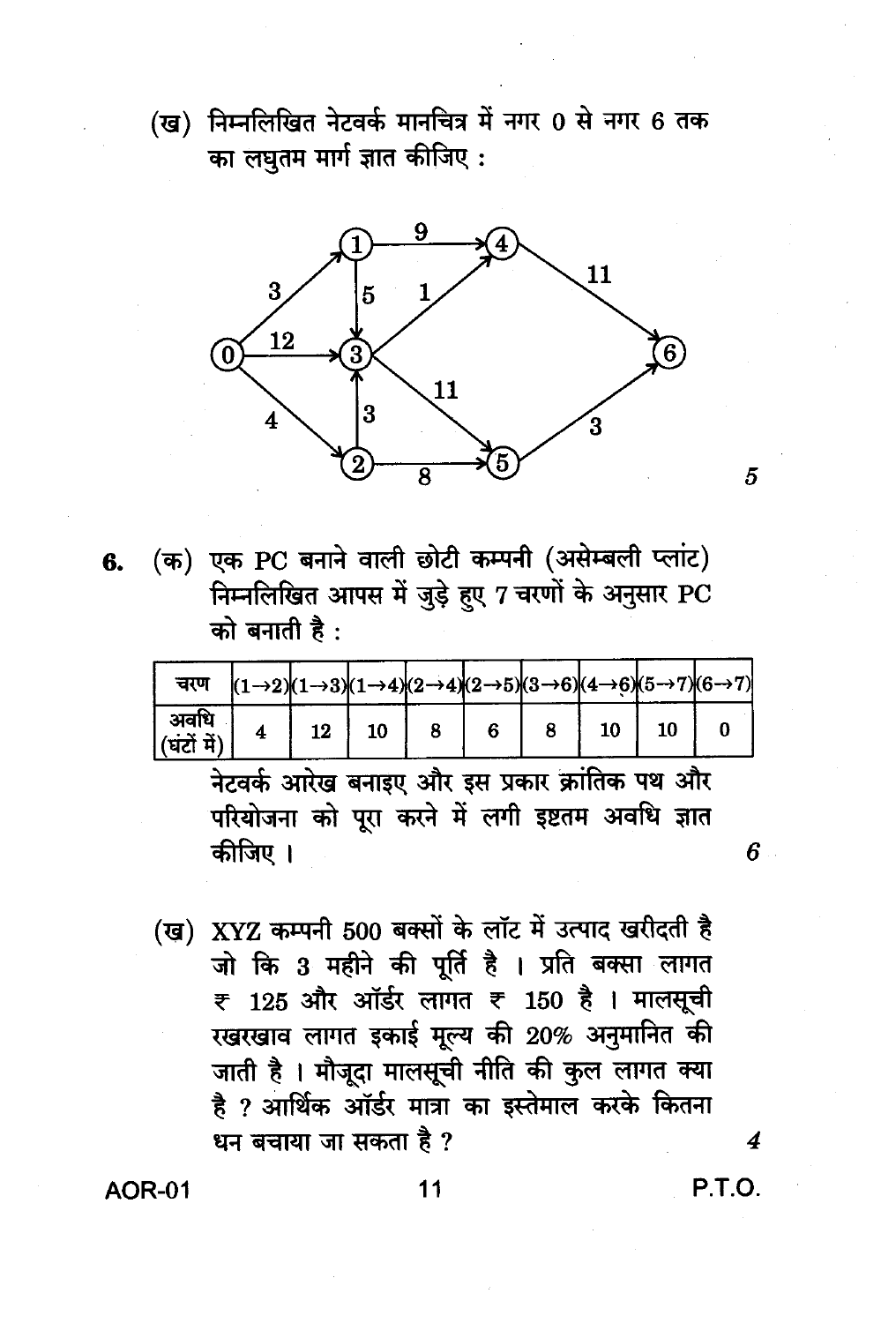(ख) निम्नलिखित नेटवर्क मानचित्र में नगर 0 से नगर 6 तक का लघुतम मार्ग ज्ञात कीजिए : 5

| से | तक | दूरी |
|---|---|---|
| 0 | 1 | 3 |
| 0 | 3 | 12 |
| 0 | 2 | 4 |
| 1 | 4 | 9 |
| 1 | 3 | 5 |
| 2 | 3 | 3 |
| 2 | 5 | 8 |
| 3 | 4 | 1 |
| 3 | 5 | 11 |
| 4 | 6 | 11 |
| 5 | 6 | 3 |

6\. (क) एक PC बनाने वाली छोटी कम्पनी (असेम्बली प्लांट) निम्नलिखित आपस में जुड़े हुए 7 चरणों के अनुसार PC को बनाती है :

| चरण | $(1 \to 2)$ | $(1 \to 3)$ | $(1 \to 4)$ | $(2 \to 4)$ | $(2 \to 5)$ | $(3 \to 6)$ | $(4 \to 6)$ | $(5 \to 7)$ | $(6 \to 7)$ |
|---|---|---|---|---|---|---|---|---|---|
| अवधि (घंटों में) | 4 | 12 | 10 | 8 | 6 | 8 | 10 | 10 | 0 |

नेटवर्क आरेख बनाइए और इस प्रकार क्रांतिक पथ और परियोजना को पूरा करने में लगी इष्टतम अवधि ज्ञात कीजिए । 6

(ख) XYZ कम्पनी 500 बक्सों के लॉट में उत्पाद खरीदती है जो कि 3 महीने की पूर्ति है । प्रति बक्सा लागत ₹ 125 और ऑर्डर लागत ₹ 150 है । मालसूची रखरखाव लागत इकाई मूल्य की 20% अनुमानित की जाती है । मौजूदा मालसूची नीति की कुल लागत क्या है ? आर्थिक ऑर्डर मात्रा का इस्तेमाल करके कितना धन बचाया जा सकता है ? 4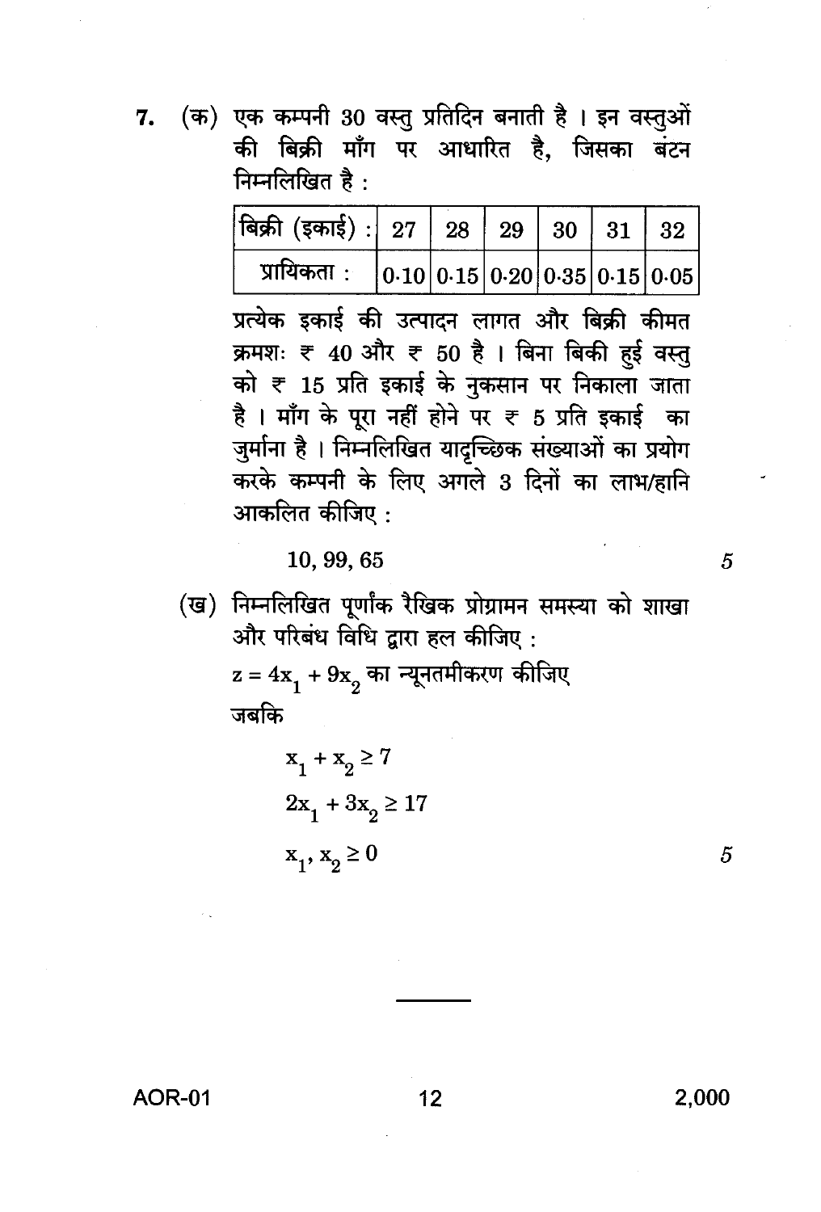7. (क) एक कम्पनी 30 वस्तु प्रतिदिन बनाती है । इन वस्तुओं की बिक्री माँग पर आधारित है, जिसका बंटन निम्नलिखित है :

| बिक्री (इकाई) : | 27 | 28 | 29 | 30 | 31 | 32 |
|---|---|---|---|---|---|---|
| प्रायिकता : | 0·10 | 0·15 | 0·20 | 0·35 | 0·15 | 0·05 |

प्रत्येक इकाई की उत्पादन लागत और बिक्री कीमत क्रमशः ₹ 40 और ₹ 50 है । बिना बिकी हुई वस्तु को ₹ 15 प्रति इकाई के नुकसान पर निकाला जाता है । माँग के पूरा नहीं होने पर ₹ 5 प्रति इकाई का जुर्माना है । निम्नलिखित यादृच्छिक संख्याओं का प्रयोग करके कम्पनी के लिए अगले 3 दिनों का लाभ/हानि आकलित कीजिए :

10, 99, 65 — 5

(ख) निम्नलिखित पूर्णांक रैखिक प्रोग्रामन समस्या को शाखा और परिबंध विधि द्वारा हल कीजिए :

$z = 4x_1 + 9x_2$ का न्यूनतमीकरण कीजिए

जबकि

$$x_1 + x_2 \geq 7$$

$$2x_1 + 3x_2 \geq 17$$

$$x_1, x_2 \geq 0$$

5